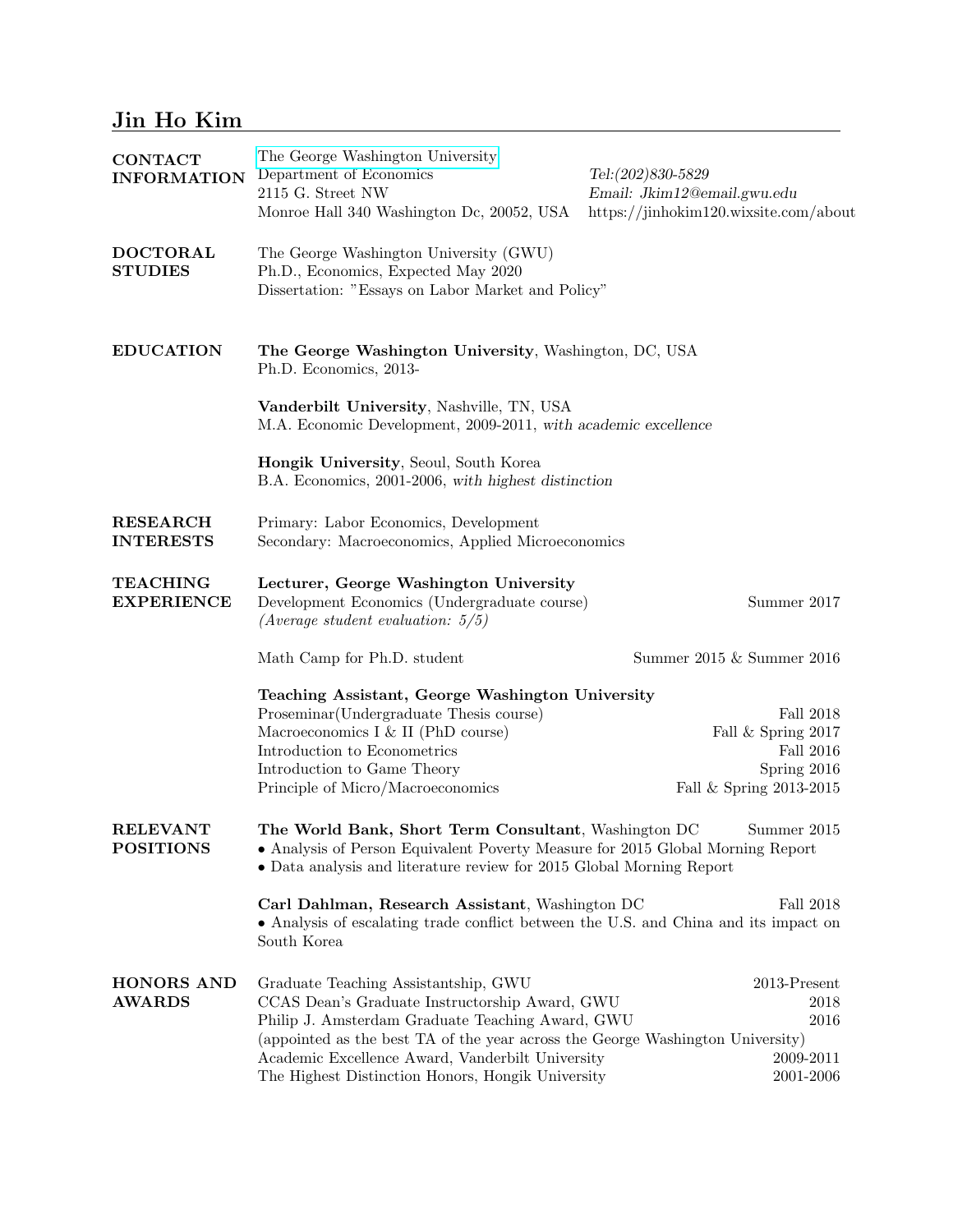# Jin Ho Kim

## CONTACT INFORMATION

The George Washington University
Department of Economics
2115 G. Street NW
Monroe Hall 340 Washington Dc, 20052, USA

*Tel:(202)830-5829*
*Email: Jkim12@email.gwu.edu*
https://jinhokim120.wixsite.com/about

## DOCTORAL STUDIES

The George Washington University (GWU)
Ph.D., Economics, Expected May 2020
Dissertation: "Essays on Labor Market and Policy"

## EDUCATION

**The George Washington University**, Washington, DC, USA
Ph.D. Economics, 2013-

**Vanderbilt University**, Nashville, TN, USA
M.A. Economic Development, 2009-2011, *with academic excellence*

**Hongik University**, Seoul, South Korea
B.A. Economics, 2001-2006, *with highest distinction*

## RESEARCH INTERESTS

Primary: Labor Economics, Development
Secondary: Macroeconomics, Applied Microeconomics

## TEACHING EXPERIENCE

**Lecturer, George Washington University**
Development Economics (Undergraduate course) — Summer 2017
*(Average student evaluation: 5/5)*

Math Camp for Ph.D. student — Summer 2015 & Summer 2016

**Teaching Assistant, George Washington University**
Proseminar(Undergraduate Thesis course) — Fall 2018
Macroeconomics I & II (PhD course) — Fall & Spring 2017
Introduction to Econometrics — Fall 2016
Introduction to Game Theory — Spring 2016
Principle of Micro/Macroeconomics — Fall & Spring 2013-2015

## RELEVANT POSITIONS

**The World Bank, Short Term Consultant**, Washington DC — Summer 2015
- Analysis of Person Equivalent Poverty Measure for 2015 Global Morning Report
- Data analysis and literature review for 2015 Global Morning Report

**Carl Dahlman, Research Assistant**, Washington DC — Fall 2018
- Analysis of escalating trade conflict between the U.S. and China and its impact on South Korea

## HONORS AND AWARDS

Graduate Teaching Assistantship, GWU — 2013-Present
CCAS Dean's Graduate Instructorship Award, GWU — 2018
Philip J. Amsterdam Graduate Teaching Award, GWU — 2016
(appointed as the best TA of the year across the George Washington University)
Academic Excellence Award, Vanderbilt University — 2009-2011
The Highest Distinction Honors, Hongik University — 2001-2006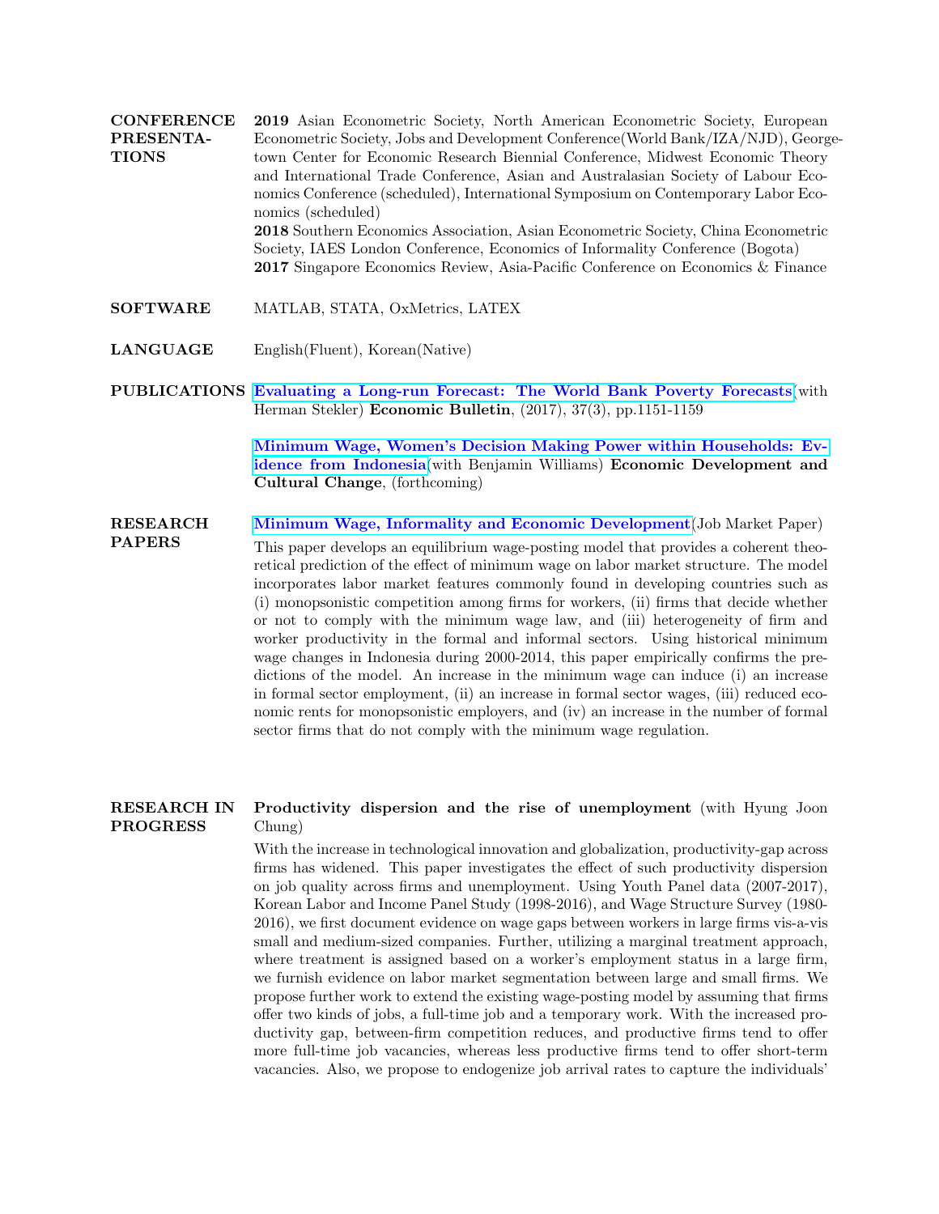## CONFERENCE PRESENTATIONS

**2019** Asian Econometric Society, North American Econometric Society, European Econometric Society, Jobs and Development Conference(World Bank/IZA/NJD), Georgetown Center for Economic Research Biennial Conference, Midwest Economic Theory and International Trade Conference, Asian and Australasian Society of Labour Economics Conference (scheduled), International Symposium on Contemporary Labor Economics (scheduled)

**2018** Southern Economics Association, Asian Econometric Society, China Econometric Society, IAES London Conference, Economics of Informality Conference (Bogota)

**2017** Singapore Economics Review, Asia-Pacific Conference on Economics & Finance

## SOFTWARE

MATLAB, STATA, OxMetrics, LATEX

## LANGUAGE

English(Fluent), Korean(Native)

## PUBLICATIONS

**Evaluating a Long-run Forecast: The World Bank Poverty Forecasts**(with Herman Stekler) **Economic Bulletin**, (2017), 37(3), pp.1151-1159

**Minimum Wage, Women's Decision Making Power within Households: Evidence from Indonesia**(with Benjamin Williams) **Economic Development and Cultural Change**, (forthcoming)

## RESEARCH PAPERS

**Minimum Wage, Informality and Economic Development**(Job Market Paper)

This paper develops an equilibrium wage-posting model that provides a coherent theoretical prediction of the effect of minimum wage on labor market structure. The model incorporates labor market features commonly found in developing countries such as (i) monopsonistic competition among firms for workers, (ii) firms that decide whether or not to comply with the minimum wage law, and (iii) heterogeneity of firm and worker productivity in the formal and informal sectors. Using historical minimum wage changes in Indonesia during 2000-2014, this paper empirically confirms the predictions of the model. An increase in the minimum wage can induce (i) an increase in formal sector employment, (ii) an increase in formal sector wages, (iii) reduced economic rents for monopsonistic employers, and (iv) an increase in the number of formal sector firms that do not comply with the minimum wage regulation.

## RESEARCH IN PROGRESS

**Productivity dispersion and the rise of unemployment** (with Hyung Joon Chung)

With the increase in technological innovation and globalization, productivity-gap across firms has widened. This paper investigates the effect of such productivity dispersion on job quality across firms and unemployment. Using Youth Panel data (2007-2017), Korean Labor and Income Panel Study (1998-2016), and Wage Structure Survey (1980-2016), we first document evidence on wage gaps between workers in large firms vis-a-vis small and medium-sized companies. Further, utilizing a marginal treatment approach, where treatment is assigned based on a worker's employment status in a large firm, we furnish evidence on labor market segmentation between large and small firms. We propose further work to extend the existing wage-posting model by assuming that firms offer two kinds of jobs, a full-time job and a temporary work. With the increased productivity gap, between-firm competition reduces, and productive firms tend to offer more full-time job vacancies, whereas less productive firms tend to offer short-term vacancies. Also, we propose to endogenize job arrival rates to capture the individuals'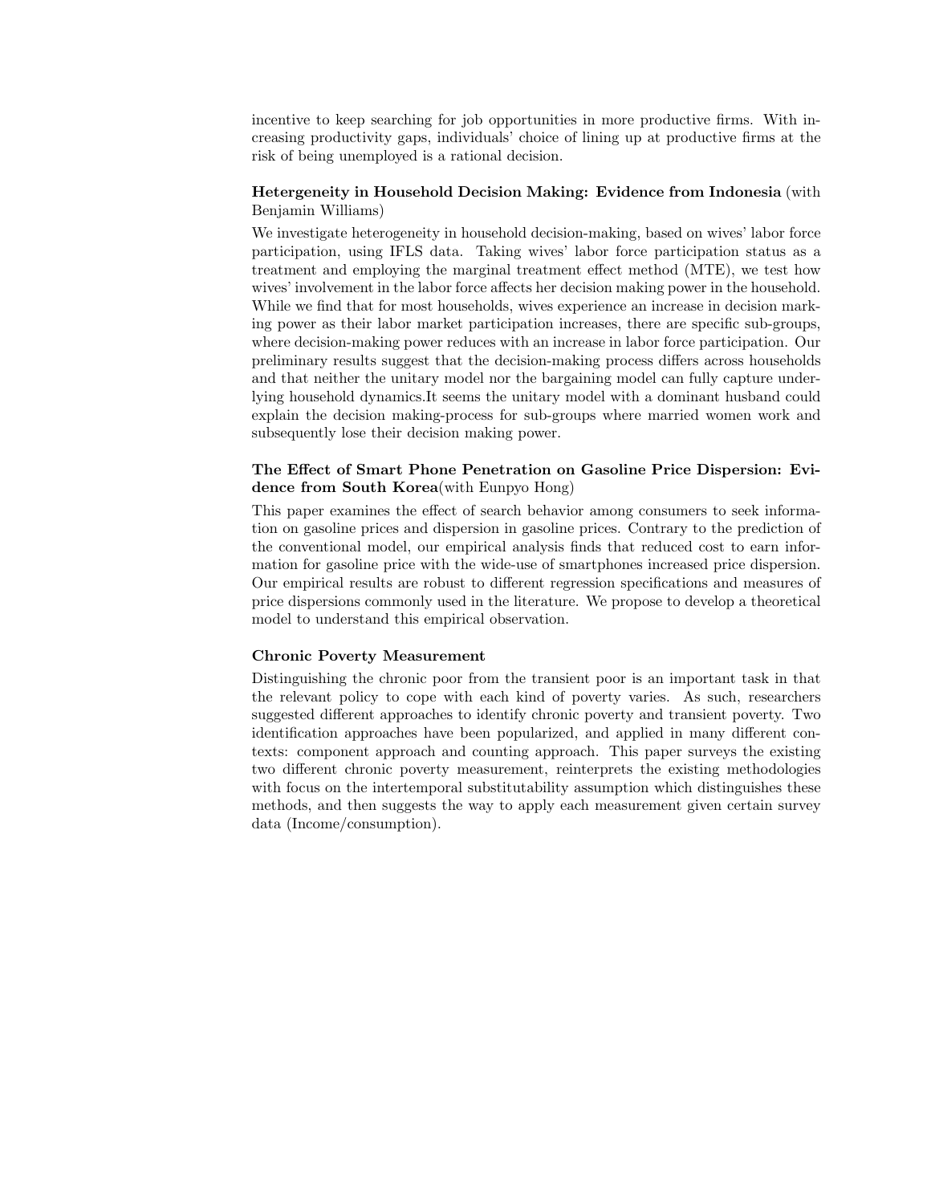incentive to keep searching for job opportunities in more productive firms. With increasing productivity gaps, individuals' choice of lining up at productive firms at the risk of being unemployed is a rational decision.

**Hetergeneity in Household Decision Making: Evidence from Indonesia** (with Benjamin Williams)

We investigate heterogeneity in household decision-making, based on wives' labor force participation, using IFLS data. Taking wives' labor force participation status as a treatment and employing the marginal treatment effect method (MTE), we test how wives' involvement in the labor force affects her decision making power in the household. While we find that for most households, wives experience an increase in decision marking power as their labor market participation increases, there are specific sub-groups, where decision-making power reduces with an increase in labor force participation. Our preliminary results suggest that the decision-making process differs across households and that neither the unitary model nor the bargaining model can fully capture underlying household dynamics.It seems the unitary model with a dominant husband could explain the decision making-process for sub-groups where married women work and subsequently lose their decision making power.

**The Effect of Smart Phone Penetration on Gasoline Price Dispersion: Evidence from South Korea**(with Eunpyo Hong)

This paper examines the effect of search behavior among consumers to seek information on gasoline prices and dispersion in gasoline prices. Contrary to the prediction of the conventional model, our empirical analysis finds that reduced cost to earn information for gasoline price with the wide-use of smartphones increased price dispersion. Our empirical results are robust to different regression specifications and measures of price dispersions commonly used in the literature. We propose to develop a theoretical model to understand this empirical observation.

**Chronic Poverty Measurement**

Distinguishing the chronic poor from the transient poor is an important task in that the relevant policy to cope with each kind of poverty varies. As such, researchers suggested different approaches to identify chronic poverty and transient poverty. Two identification approaches have been popularized, and applied in many different contexts: component approach and counting approach. This paper surveys the existing two different chronic poverty measurement, reinterprets the existing methodologies with focus on the intertemporal substitutability assumption which distinguishes these methods, and then suggests the way to apply each measurement given certain survey data (Income/consumption).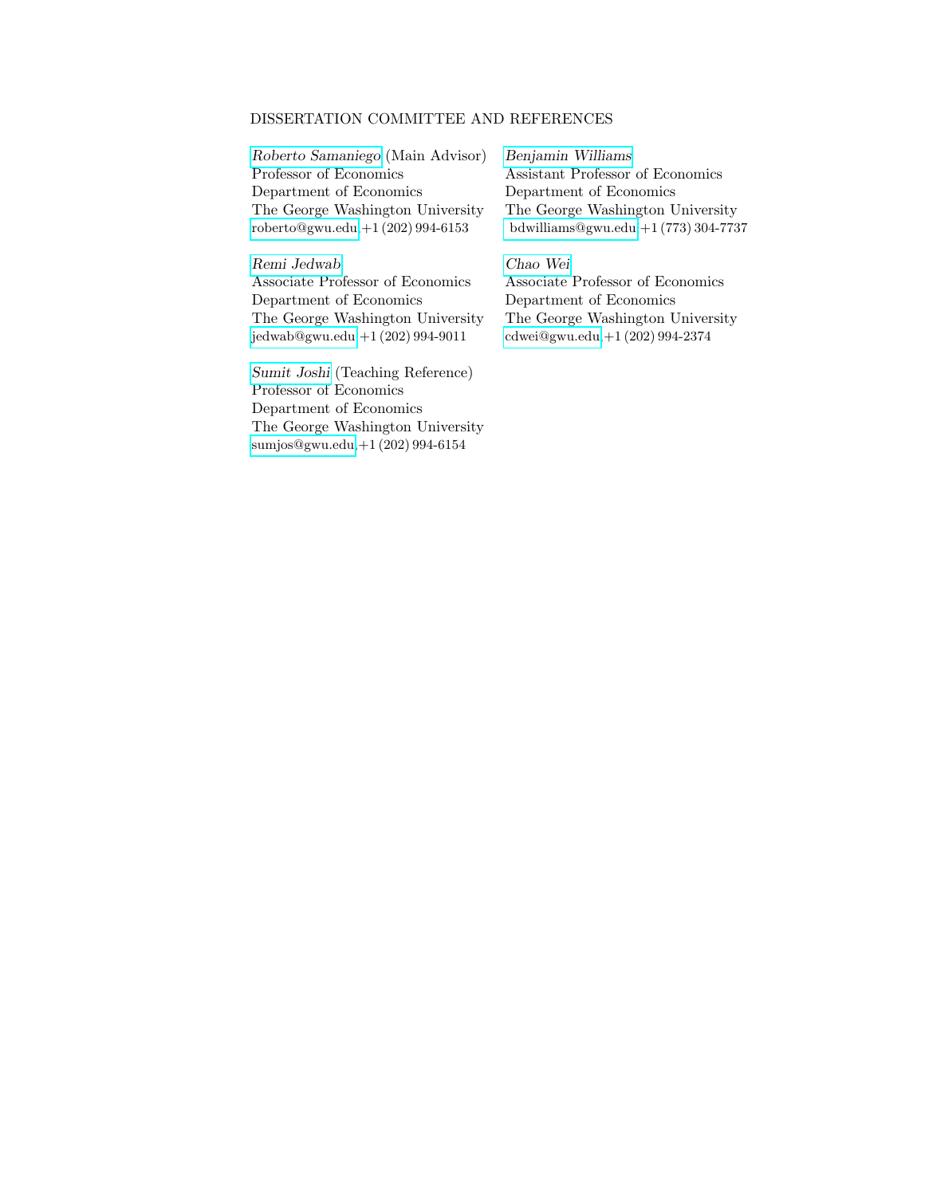## DISSERTATION COMMITTEE AND REFERENCES

*Roberto Samaniego* (Main Advisor)
Professor of Economics
Department of Economics
The George Washington University
roberto@gwu.edu +1 (202) 994-6153

*Benjamin Williams*
Assistant Professor of Economics
Department of Economics
The George Washington University
bdwilliams@gwu.edu +1 (773) 304-7737

*Remi Jedwab*
Associate Professor of Economics
Department of Economics
The George Washington University
jedwab@gwu.edu +1 (202) 994-9011

*Chao Wei*
Associate Professor of Economics
Department of Economics
The George Washington University
cdwei@gwu.edu +1 (202) 994-2374

*Sumit Joshi* (Teaching Reference)
Professor of Economics
Department of Economics
The George Washington University
sumjos@gwu.edu +1 (202) 994-6154